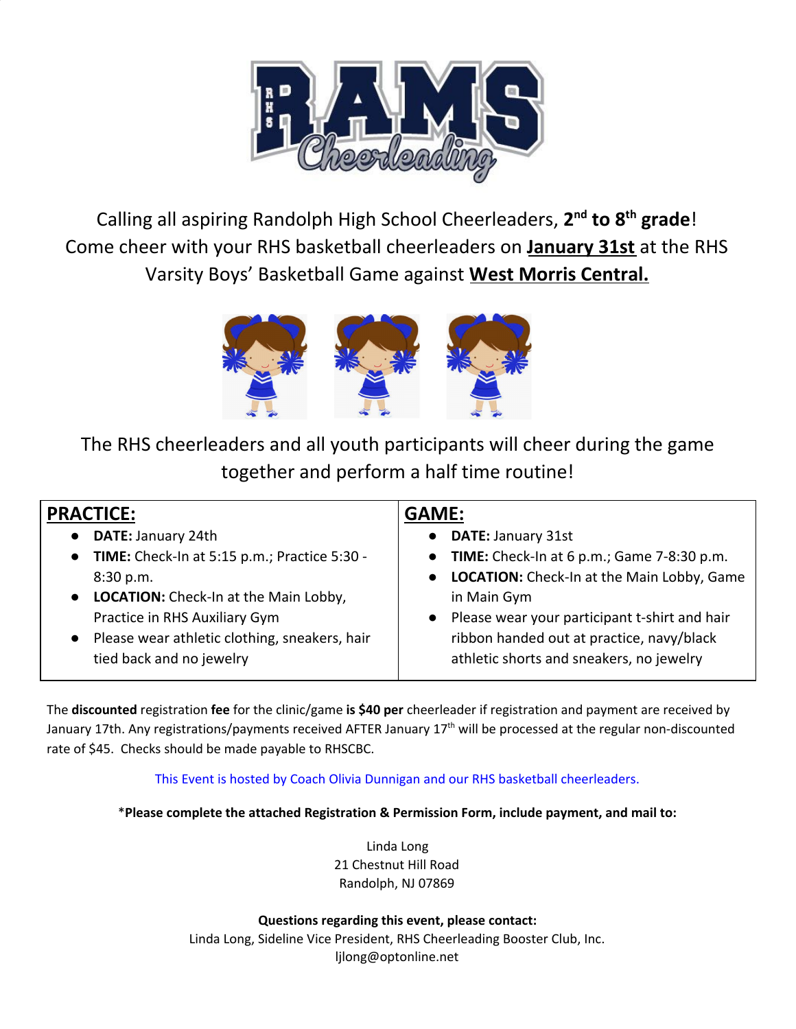Calling all aspiring Randolph High School Cheerleaders, **2nd to 8th grade**!
Come cheer with your RHS basketball cheerleaders on **<u>January 31st</u>** at the RHS Varsity Boys' Basketball Game against **<u>West Morris Central.</u>**

The RHS cheerleaders and all youth participants will cheer during the game together and perform a half time routine!

| **PRACTICE:** | **GAME:** |
|---|---|
| • **DATE:** January 24th<br>• **TIME:** Check-In at 5:15 p.m.; Practice 5:30 - 8:30 p.m.<br>• **LOCATION:** Check-In at the Main Lobby, Practice in RHS Auxiliary Gym<br>• Please wear athletic clothing, sneakers, hair tied back and no jewelry | • **DATE:** January 31st<br>• **TIME:** Check-In at 6 p.m.; Game 7-8:30 p.m.<br>• **LOCATION:** Check-In at the Main Lobby, Game in Main Gym<br>• Please wear your participant t-shirt and hair ribbon handed out at practice, navy/black athletic shorts and sneakers, no jewelry |

The **discounted** registration **fee** for the clinic/game **is $40 per** cheerleader if registration and payment are received by January 17th. Any registrations/payments received AFTER January 17th will be processed at the regular non-discounted rate of $45. Checks should be made payable to RHSCBC.

This Event is hosted by Coach Olivia Dunnigan and our RHS basketball cheerleaders.

*__Please complete the attached Registration & Permission Form, include payment, and mail to:__

Linda Long
21 Chestnut Hill Road
Randolph, NJ 07869

**Questions regarding this event, please contact:**
Linda Long, Sideline Vice President, RHS Cheerleading Booster Club, Inc.
ljlong@optonline.net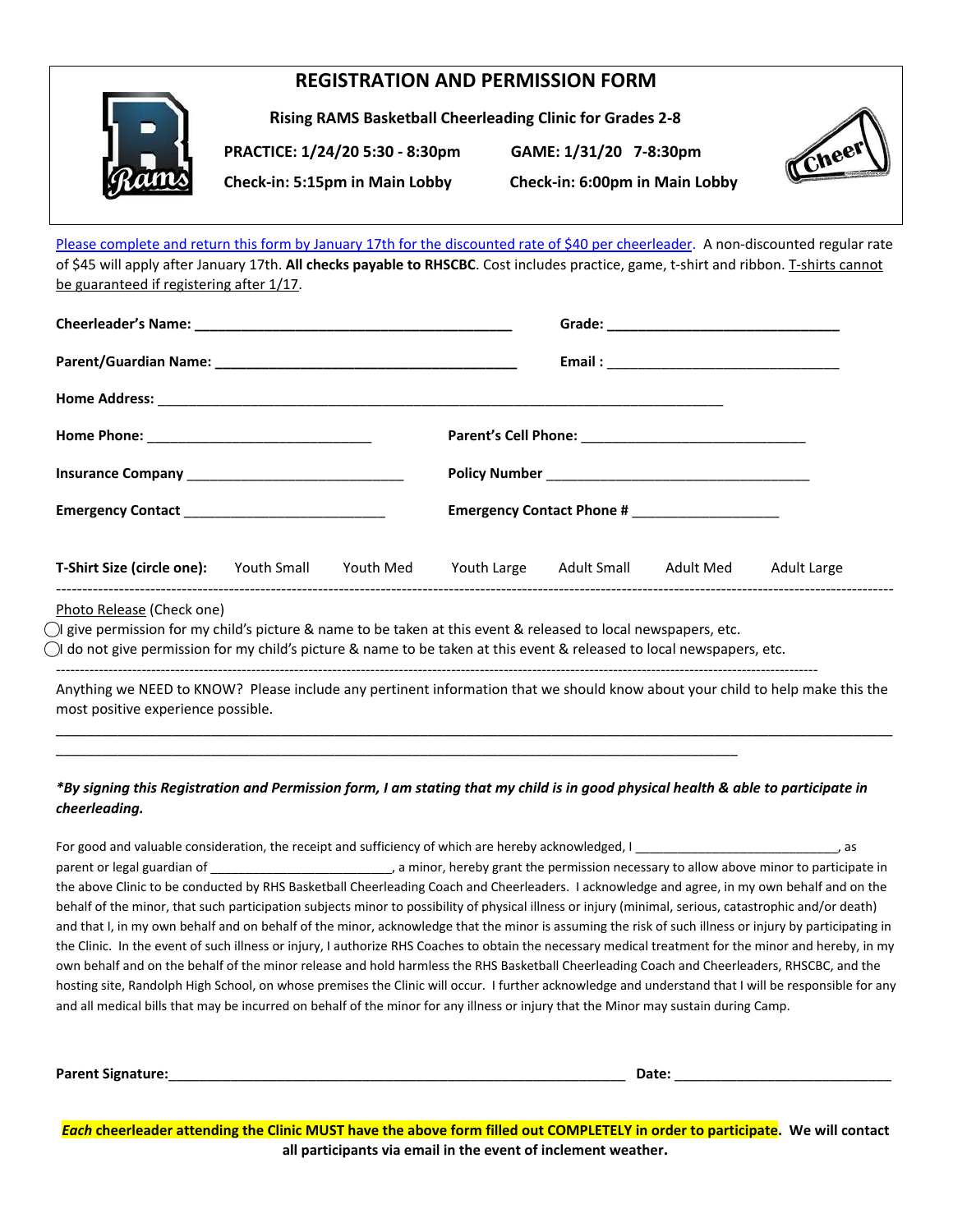# REGISTRATION AND PERMISSION FORM

**Rising RAMS Basketball Cheerleading Clinic for Grades 2-8**

**PRACTICE: 1/24/20 5:30 - 8:30pm**
**Check-in: 5:15pm in Main Lobby**

**GAME: 1/31/20 7-8:30pm**
**Check-in: 6:00pm in Main Lobby**

Please complete and return this form by January 17th for the discounted rate of $40 per cheerleader. A non-discounted regular rate of $45 will apply after January 17th. **All checks payable to RHSCBC**. Cost includes practice, game, t-shirt and ribbon. T-shirts cannot be guaranteed if registering after 1/17.

**Cheerleader's Name:** ________________________________________ **Grade:** ______________________________

**Parent/Guardian Name:** ______________________________________ **Email :** _______________________________

**Home Address:** ________________________________________________________________________________

**Home Phone:** _____________________________ **Parent's Cell Phone:** _____________________________

**Insurance Company** ___________________________ **Policy Number** _________________________________

**Emergency Contact** __________________________ **Emergency Contact Phone #** ___________________

**T-Shirt Size (circle one):** Youth Small Youth Med Youth Large Adult Small Adult Med Adult Large

---

Photo Release (Check one)

◯ I give permission for my child's picture & name to be taken at this event & released to local newspapers, etc.

◯ I do not give permission for my child's picture & name to be taken at this event & released to local newspapers, etc.

---

Anything we NEED to KNOW? Please include any pertinent information that we should know about your child to help make this the most positive experience possible.

_____________________________________________________________________________________________

_____________________________________________________________________________________________

***By signing this Registration and Permission form, I am stating that my child is in good physical health & able to participate in cheerleading.***

For good and valuable consideration, the receipt and sufficiency of which are hereby acknowledged, I ____________________________, as parent or legal guardian of __________________________, a minor, hereby grant the permission necessary to allow above minor to participate in the above Clinic to be conducted by RHS Basketball Cheerleading Coach and Cheerleaders. I acknowledge and agree, in my own behalf and on the behalf of the minor, that such participation subjects minor to possibility of physical illness or injury (minimal, serious, catastrophic and/or death) and that I, in my own behalf and on behalf of the minor, acknowledge that the minor is assuming the risk of such illness or injury by participating in the Clinic. In the event of such illness or injury, I authorize RHS Coaches to obtain the necessary medical treatment for the minor and hereby, in my own behalf and on the behalf of the minor release and hold harmless the RHS Basketball Cheerleading Coach and Cheerleaders, RHSCBC, and the hosting site, Randolph High School, on whose premises the Clinic will occur. I further acknowledge and understand that I will be responsible for any and all medical bills that may be incurred on behalf of the minor for any illness or injury that the Minor may sustain during Camp.

**Parent Signature:**_____________________________________________________ **Date:** ____________________________

***Each* cheerleader attending the Clinic MUST have the above form filled out COMPLETELY in order to participate. We will contact all participants via email in the event of inclement weather.**